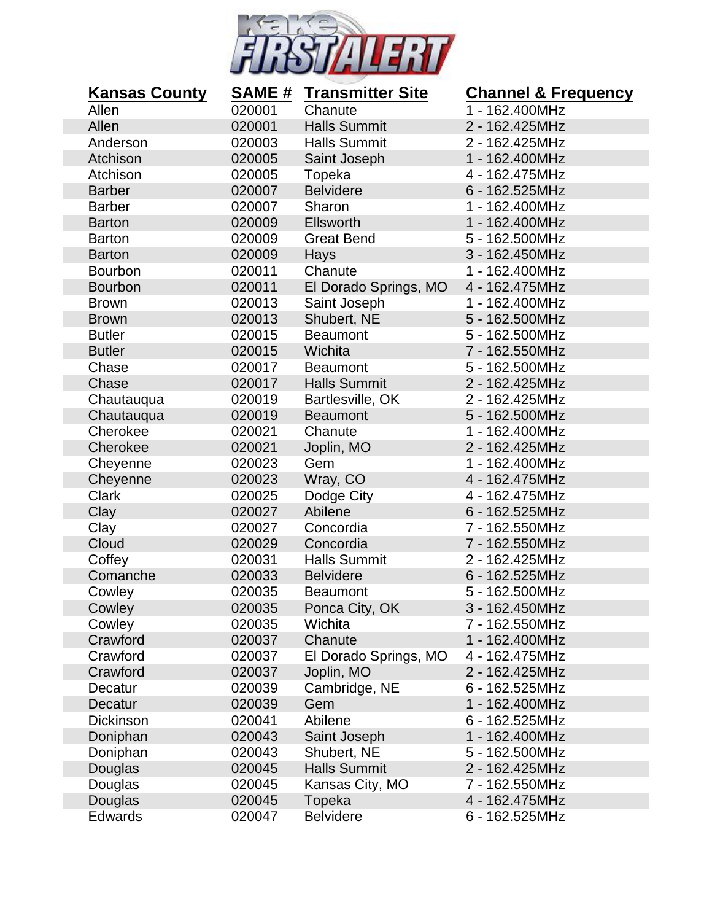# KAKE FIRST ALERT

| Kansas County | SAME # | Transmitter Site | Channel & Frequency |
|---|---|---|---|
| Allen | 020001 | Chanute | 1 - 162.400MHz |
| Allen | 020001 | Halls Summit | 2 - 162.425MHz |
| Anderson | 020003 | Halls Summit | 2 - 162.425MHz |
| Atchison | 020005 | Saint Joseph | 1 - 162.400MHz |
| Atchison | 020005 | Topeka | 4 - 162.475MHz |
| Barber | 020007 | Belvidere | 6 - 162.525MHz |
| Barber | 020007 | Sharon | 1 - 162.400MHz |
| Barton | 020009 | Ellsworth | 1 - 162.400MHz |
| Barton | 020009 | Great Bend | 5 - 162.500MHz |
| Barton | 020009 | Hays | 3 - 162.450MHz |
| Bourbon | 020011 | Chanute | 1 - 162.400MHz |
| Bourbon | 020011 | El Dorado Springs, MO | 4 - 162.475MHz |
| Brown | 020013 | Saint Joseph | 1 - 162.400MHz |
| Brown | 020013 | Shubert, NE | 5 - 162.500MHz |
| Butler | 020015 | Beaumont | 5 - 162.500MHz |
| Butler | 020015 | Wichita | 7 - 162.550MHz |
| Chase | 020017 | Beaumont | 5 - 162.500MHz |
| Chase | 020017 | Halls Summit | 2 - 162.425MHz |
| Chautauqua | 020019 | Bartlesville, OK | 2 - 162.425MHz |
| Chautauqua | 020019 | Beaumont | 5 - 162.500MHz |
| Cherokee | 020021 | Chanute | 1 - 162.400MHz |
| Cherokee | 020021 | Joplin, MO | 2 - 162.425MHz |
| Cheyenne | 020023 | Gem | 1 - 162.400MHz |
| Cheyenne | 020023 | Wray, CO | 4 - 162.475MHz |
| Clark | 020025 | Dodge City | 4 - 162.475MHz |
| Clay | 020027 | Abilene | 6 - 162.525MHz |
| Clay | 020027 | Concordia | 7 - 162.550MHz |
| Cloud | 020029 | Concordia | 7 - 162.550MHz |
| Coffey | 020031 | Halls Summit | 2 - 162.425MHz |
| Comanche | 020033 | Belvidere | 6 - 162.525MHz |
| Cowley | 020035 | Beaumont | 5 - 162.500MHz |
| Cowley | 020035 | Ponca City, OK | 3 - 162.450MHz |
| Cowley | 020035 | Wichita | 7 - 162.550MHz |
| Crawford | 020037 | Chanute | 1 - 162.400MHz |
| Crawford | 020037 | El Dorado Springs, MO | 4 - 162.475MHz |
| Crawford | 020037 | Joplin, MO | 2 - 162.425MHz |
| Decatur | 020039 | Cambridge, NE | 6 - 162.525MHz |
| Decatur | 020039 | Gem | 1 - 162.400MHz |
| Dickinson | 020041 | Abilene | 6 - 162.525MHz |
| Doniphan | 020043 | Saint Joseph | 1 - 162.400MHz |
| Doniphan | 020043 | Shubert, NE | 5 - 162.500MHz |
| Douglas | 020045 | Halls Summit | 2 - 162.425MHz |
| Douglas | 020045 | Kansas City, MO | 7 - 162.550MHz |
| Douglas | 020045 | Topeka | 4 - 162.475MHz |
| Edwards | 020047 | Belvidere | 6 - 162.525MHz |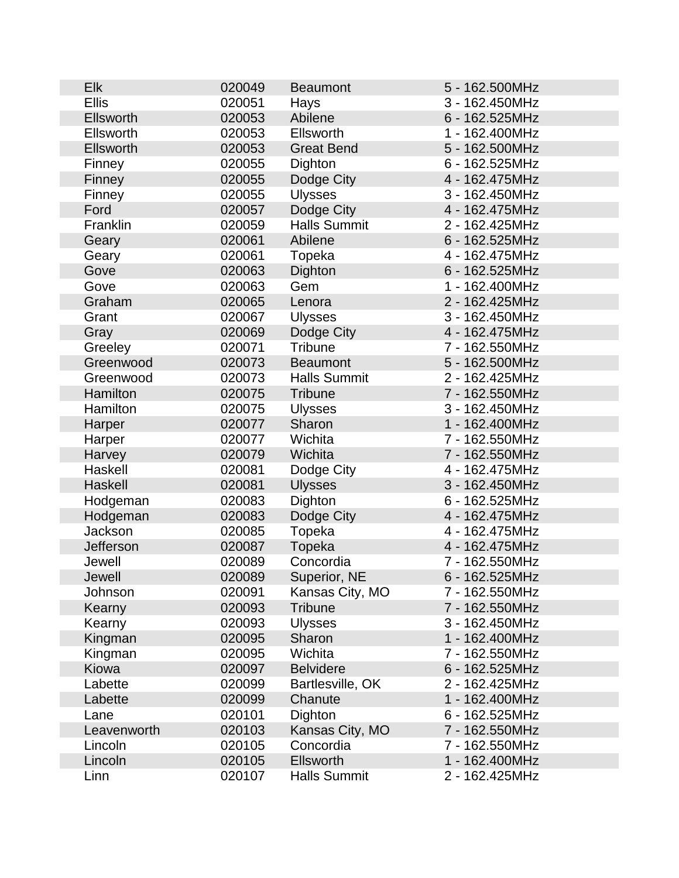| | | | |
|---|---|---|---|
| Elk | 020049 | Beaumont | 5 - 162.500MHz |
| Ellis | 020051 | Hays | 3 - 162.450MHz |
| Ellsworth | 020053 | Abilene | 6 - 162.525MHz |
| Ellsworth | 020053 | Ellsworth | 1 - 162.400MHz |
| Ellsworth | 020053 | Great Bend | 5 - 162.500MHz |
| Finney | 020055 | Dighton | 6 - 162.525MHz |
| Finney | 020055 | Dodge City | 4 - 162.475MHz |
| Finney | 020055 | Ulysses | 3 - 162.450MHz |
| Ford | 020057 | Dodge City | 4 - 162.475MHz |
| Franklin | 020059 | Halls Summit | 2 - 162.425MHz |
| Geary | 020061 | Abilene | 6 - 162.525MHz |
| Geary | 020061 | Topeka | 4 - 162.475MHz |
| Gove | 020063 | Dighton | 6 - 162.525MHz |
| Gove | 020063 | Gem | 1 - 162.400MHz |
| Graham | 020065 | Lenora | 2 - 162.425MHz |
| Grant | 020067 | Ulysses | 3 - 162.450MHz |
| Gray | 020069 | Dodge City | 4 - 162.475MHz |
| Greeley | 020071 | Tribune | 7 - 162.550MHz |
| Greenwood | 020073 | Beaumont | 5 - 162.500MHz |
| Greenwood | 020073 | Halls Summit | 2 - 162.425MHz |
| Hamilton | 020075 | Tribune | 7 - 162.550MHz |
| Hamilton | 020075 | Ulysses | 3 - 162.450MHz |
| Harper | 020077 | Sharon | 1 - 162.400MHz |
| Harper | 020077 | Wichita | 7 - 162.550MHz |
| Harvey | 020079 | Wichita | 7 - 162.550MHz |
| Haskell | 020081 | Dodge City | 4 - 162.475MHz |
| Haskell | 020081 | Ulysses | 3 - 162.450MHz |
| Hodgeman | 020083 | Dighton | 6 - 162.525MHz |
| Hodgeman | 020083 | Dodge City | 4 - 162.475MHz |
| Jackson | 020085 | Topeka | 4 - 162.475MHz |
| Jefferson | 020087 | Topeka | 4 - 162.475MHz |
| Jewell | 020089 | Concordia | 7 - 162.550MHz |
| Jewell | 020089 | Superior, NE | 6 - 162.525MHz |
| Johnson | 020091 | Kansas City, MO | 7 - 162.550MHz |
| Kearny | 020093 | Tribune | 7 - 162.550MHz |
| Kearny | 020093 | Ulysses | 3 - 162.450MHz |
| Kingman | 020095 | Sharon | 1 - 162.400MHz |
| Kingman | 020095 | Wichita | 7 - 162.550MHz |
| Kiowa | 020097 | Belvidere | 6 - 162.525MHz |
| Labette | 020099 | Bartlesville, OK | 2 - 162.425MHz |
| Labette | 020099 | Chanute | 1 - 162.400MHz |
| Lane | 020101 | Dighton | 6 - 162.525MHz |
| Leavenworth | 020103 | Kansas City, MO | 7 - 162.550MHz |
| Lincoln | 020105 | Concordia | 7 - 162.550MHz |
| Lincoln | 020105 | Ellsworth | 1 - 162.400MHz |
| Linn | 020107 | Halls Summit | 2 - 162.425MHz |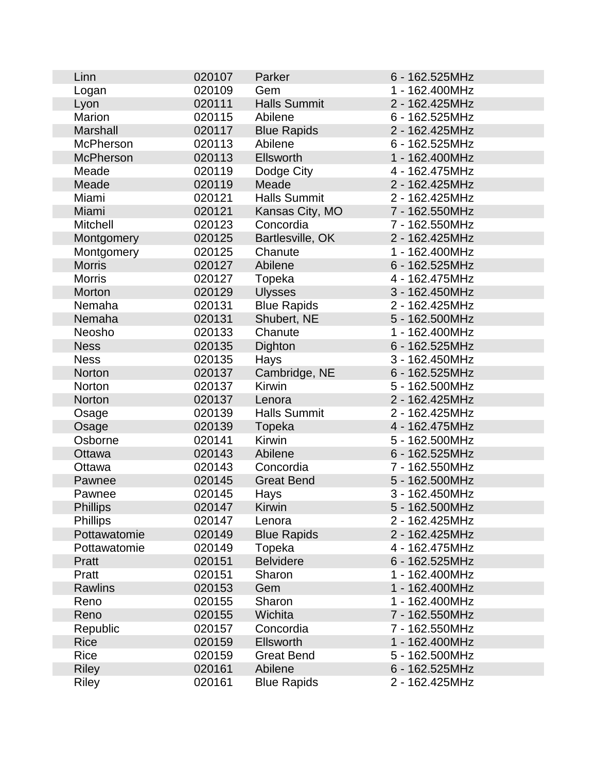| | | | |
|---|---|---|---|
| Linn | 020107 | Parker | 6 - 162.525MHz |
| Logan | 020109 | Gem | 1 - 162.400MHz |
| Lyon | 020111 | Halls Summit | 2 - 162.425MHz |
| Marion | 020115 | Abilene | 6 - 162.525MHz |
| Marshall | 020117 | Blue Rapids | 2 - 162.425MHz |
| McPherson | 020113 | Abilene | 6 - 162.525MHz |
| McPherson | 020113 | Ellsworth | 1 - 162.400MHz |
| Meade | 020119 | Dodge City | 4 - 162.475MHz |
| Meade | 020119 | Meade | 2 - 162.425MHz |
| Miami | 020121 | Halls Summit | 2 - 162.425MHz |
| Miami | 020121 | Kansas City, MO | 7 - 162.550MHz |
| Mitchell | 020123 | Concordia | 7 - 162.550MHz |
| Montgomery | 020125 | Bartlesville, OK | 2 - 162.425MHz |
| Montgomery | 020125 | Chanute | 1 - 162.400MHz |
| Morris | 020127 | Abilene | 6 - 162.525MHz |
| Morris | 020127 | Topeka | 4 - 162.475MHz |
| Morton | 020129 | Ulysses | 3 - 162.450MHz |
| Nemaha | 020131 | Blue Rapids | 2 - 162.425MHz |
| Nemaha | 020131 | Shubert, NE | 5 - 162.500MHz |
| Neosho | 020133 | Chanute | 1 - 162.400MHz |
| Ness | 020135 | Dighton | 6 - 162.525MHz |
| Ness | 020135 | Hays | 3 - 162.450MHz |
| Norton | 020137 | Cambridge, NE | 6 - 162.525MHz |
| Norton | 020137 | Kirwin | 5 - 162.500MHz |
| Norton | 020137 | Lenora | 2 - 162.425MHz |
| Osage | 020139 | Halls Summit | 2 - 162.425MHz |
| Osage | 020139 | Topeka | 4 - 162.475MHz |
| Osborne | 020141 | Kirwin | 5 - 162.500MHz |
| Ottawa | 020143 | Abilene | 6 - 162.525MHz |
| Ottawa | 020143 | Concordia | 7 - 162.550MHz |
| Pawnee | 020145 | Great Bend | 5 - 162.500MHz |
| Pawnee | 020145 | Hays | 3 - 162.450MHz |
| Phillips | 020147 | Kirwin | 5 - 162.500MHz |
| Phillips | 020147 | Lenora | 2 - 162.425MHz |
| Pottawatomie | 020149 | Blue Rapids | 2 - 162.425MHz |
| Pottawatomie | 020149 | Topeka | 4 - 162.475MHz |
| Pratt | 020151 | Belvidere | 6 - 162.525MHz |
| Pratt | 020151 | Sharon | 1 - 162.400MHz |
| Rawlins | 020153 | Gem | 1 - 162.400MHz |
| Reno | 020155 | Sharon | 1 - 162.400MHz |
| Reno | 020155 | Wichita | 7 - 162.550MHz |
| Republic | 020157 | Concordia | 7 - 162.550MHz |
| Rice | 020159 | Ellsworth | 1 - 162.400MHz |
| Rice | 020159 | Great Bend | 5 - 162.500MHz |
| Riley | 020161 | Abilene | 6 - 162.525MHz |
| Riley | 020161 | Blue Rapids | 2 - 162.425MHz |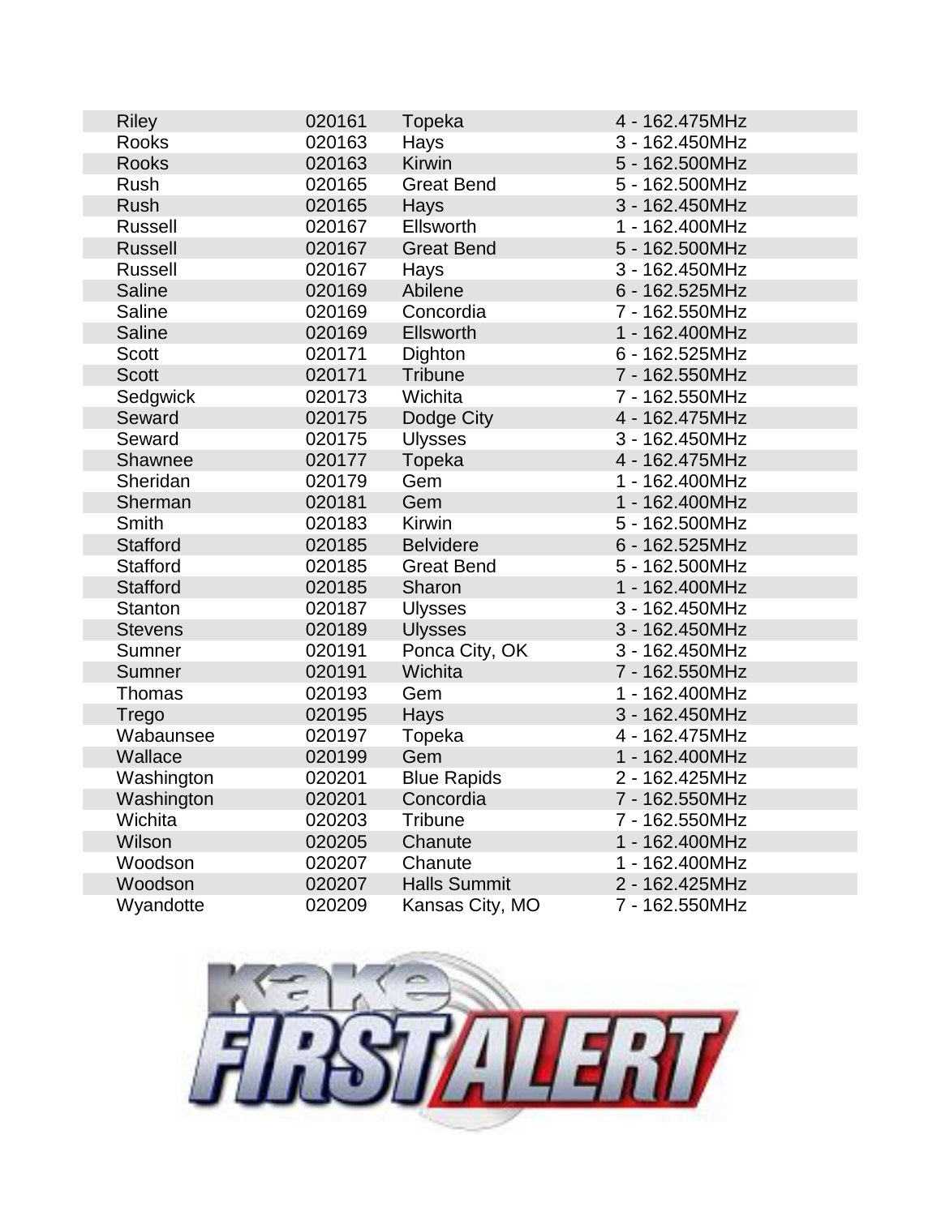| | | | |
|---|---|---|---|
| Riley | 020161 | Topeka | 4 - 162.475MHz |
| Rooks | 020163 | Hays | 3 - 162.450MHz |
| Rooks | 020163 | Kirwin | 5 - 162.500MHz |
| Rush | 020165 | Great Bend | 5 - 162.500MHz |
| Rush | 020165 | Hays | 3 - 162.450MHz |
| Russell | 020167 | Ellsworth | 1 - 162.400MHz |
| Russell | 020167 | Great Bend | 5 - 162.500MHz |
| Russell | 020167 | Hays | 3 - 162.450MHz |
| Saline | 020169 | Abilene | 6 - 162.525MHz |
| Saline | 020169 | Concordia | 7 - 162.550MHz |
| Saline | 020169 | Ellsworth | 1 - 162.400MHz |
| Scott | 020171 | Dighton | 6 - 162.525MHz |
| Scott | 020171 | Tribune | 7 - 162.550MHz |
| Sedgwick | 020173 | Wichita | 7 - 162.550MHz |
| Seward | 020175 | Dodge City | 4 - 162.475MHz |
| Seward | 020175 | Ulysses | 3 - 162.450MHz |
| Shawnee | 020177 | Topeka | 4 - 162.475MHz |
| Sheridan | 020179 | Gem | 1 - 162.400MHz |
| Sherman | 020181 | Gem | 1 - 162.400MHz |
| Smith | 020183 | Kirwin | 5 - 162.500MHz |
| Stafford | 020185 | Belvidere | 6 - 162.525MHz |
| Stafford | 020185 | Great Bend | 5 - 162.500MHz |
| Stafford | 020185 | Sharon | 1 - 162.400MHz |
| Stanton | 020187 | Ulysses | 3 - 162.450MHz |
| Stevens | 020189 | Ulysses | 3 - 162.450MHz |
| Sumner | 020191 | Ponca City, OK | 3 - 162.450MHz |
| Sumner | 020191 | Wichita | 7 - 162.550MHz |
| Thomas | 020193 | Gem | 1 - 162.400MHz |
| Trego | 020195 | Hays | 3 - 162.450MHz |
| Wabaunsee | 020197 | Topeka | 4 - 162.475MHz |
| Wallace | 020199 | Gem | 1 - 162.400MHz |
| Washington | 020201 | Blue Rapids | 2 - 162.425MHz |
| Washington | 020201 | Concordia | 7 - 162.550MHz |
| Wichita | 020203 | Tribune | 7 - 162.550MHz |
| Wilson | 020205 | Chanute | 1 - 162.400MHz |
| Woodson | 020207 | Chanute | 1 - 162.400MHz |
| Woodson | 020207 | Halls Summit | 2 - 162.425MHz |
| Wyandotte | 020209 | Kansas City, MO | 7 - 162.550MHz |

KAKE FIRST ALERT